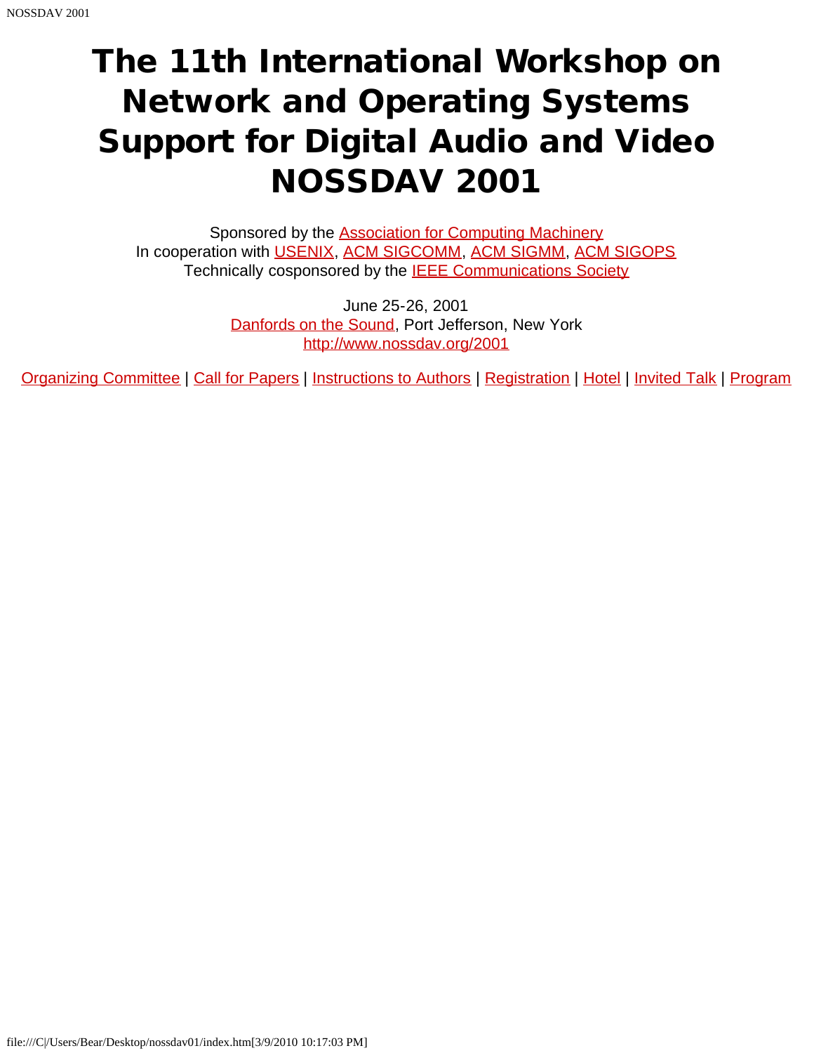# The 11th International Workshop on Network and Operating Systems Support for Digital Audio and Video NOSSDAV 2001

Sponsored by the Association for Computing Machinery
In cooperation with USENIX, ACM SIGCOMM, ACM SIGMM, ACM SIGOPS
Technically cosponsored by the IEEE Communications Society

June 25-26, 2001
Danfords on the Sound, Port Jefferson, New York
http://www.nossdav.org/2001

Organizing Committee | Call for Papers | Instructions to Authors | Registration | Hotel | Invited Talk | Program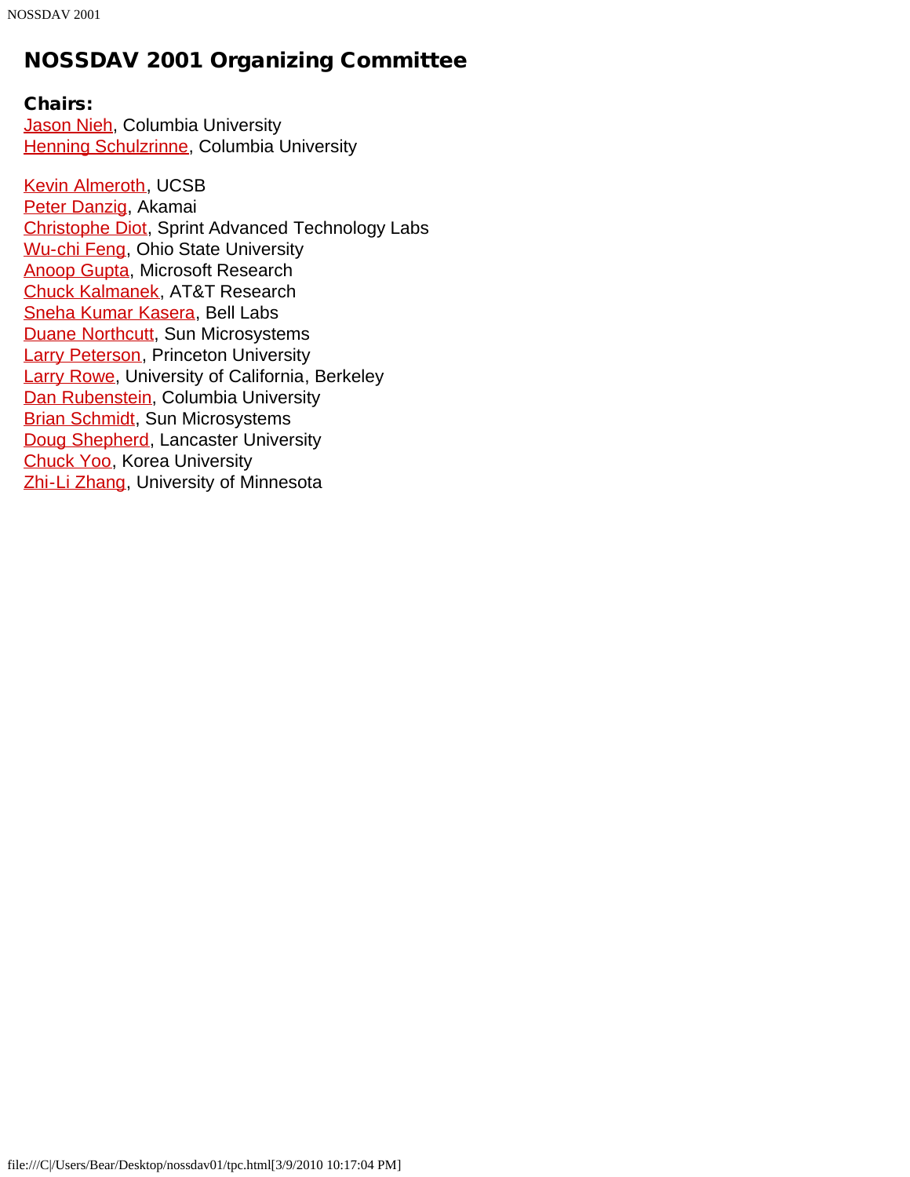# NOSSDAV 2001 Organizing Committee

**Chairs:**
Jason Nieh, Columbia University
Henning Schulzrinne, Columbia University

Kevin Almeroth, UCSB
Peter Danzig, Akamai
Christophe Diot, Sprint Advanced Technology Labs
Wu-chi Feng, Ohio State University
Anoop Gupta, Microsoft Research
Chuck Kalmanek, AT&T Research
Sneha Kumar Kasera, Bell Labs
Duane Northcutt, Sun Microsystems
Larry Peterson, Princeton University
Larry Rowe, University of California, Berkeley
Dan Rubenstein, Columbia University
Brian Schmidt, Sun Microsystems
Doug Shepherd, Lancaster University
Chuck Yoo, Korea University
Zhi-Li Zhang, University of Minnesota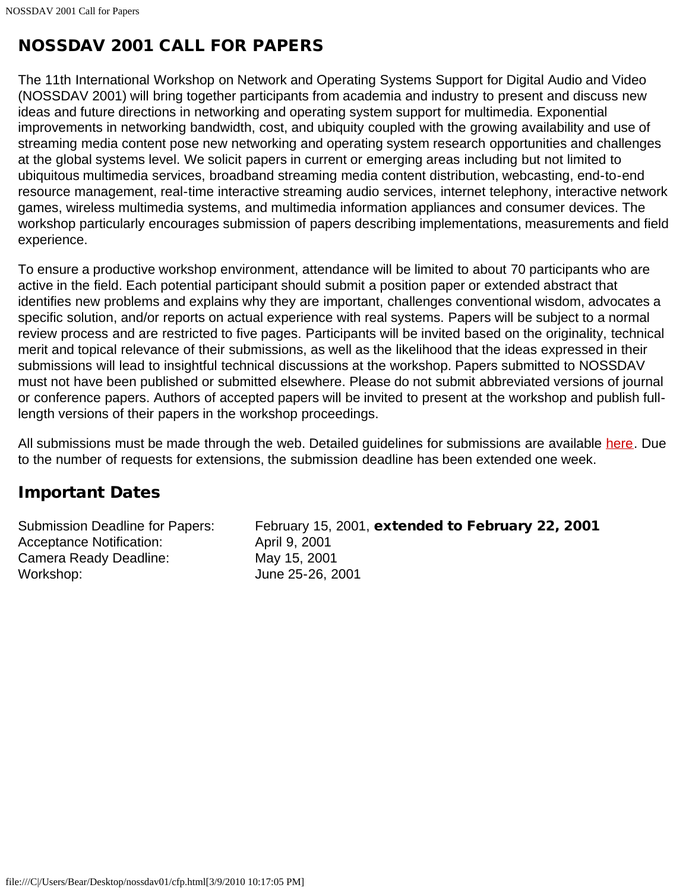# NOSSDAV 2001 CALL FOR PAPERS

The 11th International Workshop on Network and Operating Systems Support for Digital Audio and Video (NOSSDAV 2001) will bring together participants from academia and industry to present and discuss new ideas and future directions in networking and operating system support for multimedia. Exponential improvements in networking bandwidth, cost, and ubiquity coupled with the growing availability and use of streaming media content pose new networking and operating system research opportunities and challenges at the global systems level. We solicit papers in current or emerging areas including but not limited to ubiquitous multimedia services, broadband streaming media content distribution, webcasting, end-to-end resource management, real-time interactive streaming audio services, internet telephony, interactive network games, wireless multimedia systems, and multimedia information appliances and consumer devices. The workshop particularly encourages submission of papers describing implementations, measurements and field experience.

To ensure a productive workshop environment, attendance will be limited to about 70 participants who are active in the field. Each potential participant should submit a position paper or extended abstract that identifies new problems and explains why they are important, challenges conventional wisdom, advocates a specific solution, and/or reports on actual experience with real systems. Papers will be subject to a normal review process and are restricted to five pages. Participants will be invited based on the originality, technical merit and topical relevance of their submissions, as well as the likelihood that the ideas expressed in their submissions will lead to insightful technical discussions at the workshop. Papers submitted to NOSSDAV must not have been published or submitted elsewhere. Please do not submit abbreviated versions of journal or conference papers. Authors of accepted papers will be invited to present at the workshop and publish full-length versions of their papers in the workshop proceedings.

All submissions must be made through the web. Detailed guidelines for submissions are available here. Due to the number of requests for extensions, the submission deadline has been extended one week.

## Important Dates

| | |
|---|---|
| Submission Deadline for Papers: | February 15, 2001, **extended to February 22, 2001** |
| Acceptance Notification: | April 9, 2001 |
| Camera Ready Deadline: | May 15, 2001 |
| Workshop: | June 25-26, 2001 |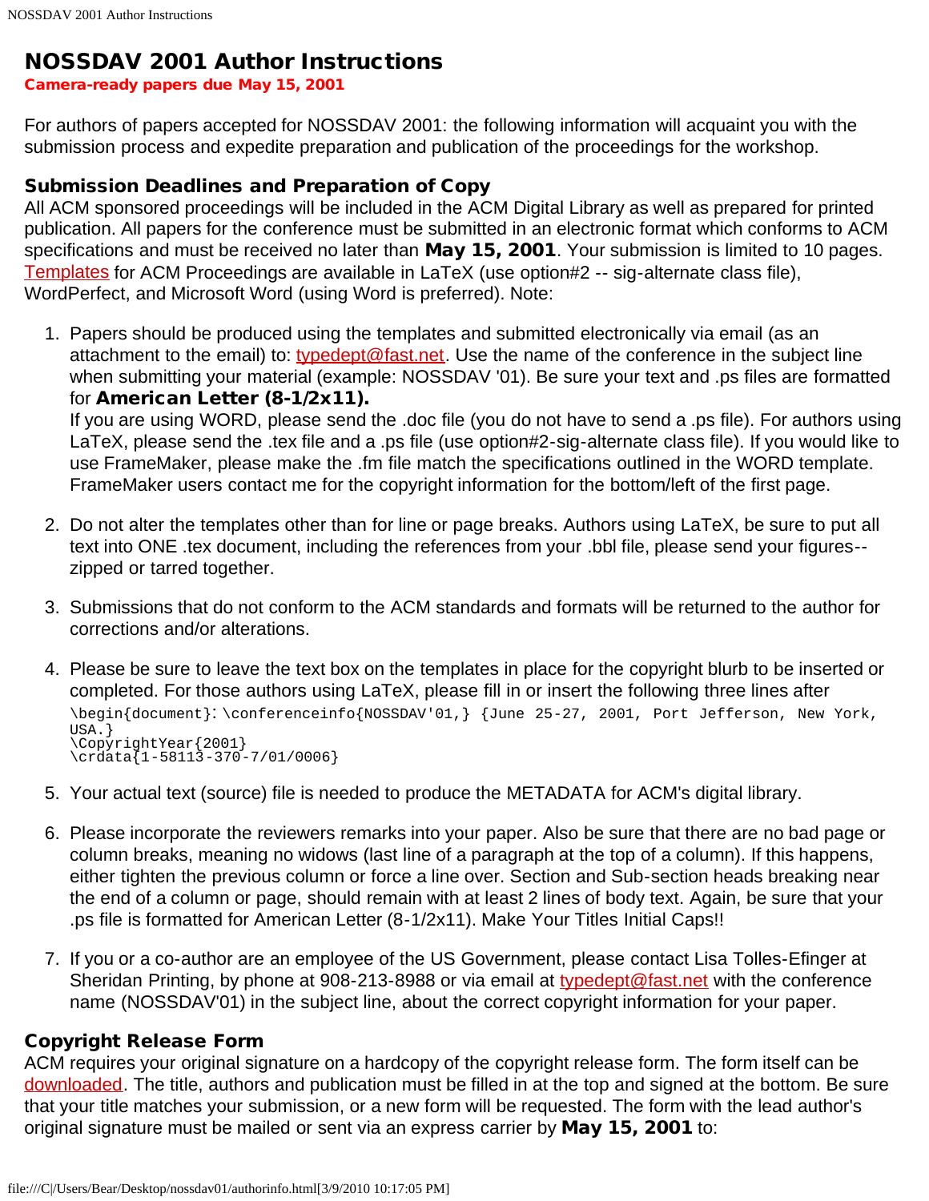# NOSSDAV 2001 Author Instructions

**Camera-ready papers due May 15, 2001**

For authors of papers accepted for NOSSDAV 2001: the following information will acquaint you with the submission process and expedite preparation and publication of the proceedings for the workshop.

### Submission Deadlines and Preparation of Copy

All ACM sponsored proceedings will be included in the ACM Digital Library as well as prepared for printed publication. All papers for the conference must be submitted in an electronic format which conforms to ACM specifications and must be received no later than **May 15, 2001**. Your submission is limited to 10 pages. Templates for ACM Proceedings are available in LaTeX (use option#2 -- sig-alternate class file), WordPerfect, and Microsoft Word (using Word is preferred). Note:

1. Papers should be produced using the templates and submitted electronically via email (as an attachment to the email) to: typedept@fast.net. Use the name of the conference in the subject line when submitting your material (example: NOSSDAV '01). Be sure your text and .ps files are formatted for **American Letter (8-1/2x11).**
   If you are using WORD, please send the .doc file (you do not have to send a .ps file). For authors using LaTeX, please send the .tex file and a .ps file (use option#2-sig-alternate class file). If you would like to use FrameMaker, please make the .fm file match the specifications outlined in the WORD template. FrameMaker users contact me for the copyright information for the bottom/left of the first page.

2. Do not alter the templates other than for line or page breaks. Authors using LaTeX, be sure to put all text into ONE .tex document, including the references from your .bbl file, please send your figures--zipped or tarred together.

3. Submissions that do not conform to the ACM standards and formats will be returned to the author for corrections and/or alterations.

4. Please be sure to leave the text box on the templates in place for the copyright blurb to be inserted or completed. For those authors using LaTeX, please fill in or insert the following three lines after
   ```
   \begin{document}: \conferenceinfo{NOSSDAV'01,} {June 25-27, 2001, Port Jefferson, New York, USA.}
   \CopyrightYear{2001}
   \crdata{1-58113-370-7/01/0006}
   ```

5. Your actual text (source) file is needed to produce the METADATA for ACM's digital library.

6. Please incorporate the reviewers remarks into your paper. Also be sure that there are no bad page or column breaks, meaning no widows (last line of a paragraph at the top of a column). If this happens, either tighten the previous column or force a line over. Section and Sub-section heads breaking near the end of a column or page, should remain with at least 2 lines of body text. Again, be sure that your .ps file is formatted for American Letter (8-1/2x11). Make Your Titles Initial Caps!!

7. If you or a co-author are an employee of the US Government, please contact Lisa Tolles-Efinger at Sheridan Printing, by phone at 908-213-8988 or via email at typedept@fast.net with the conference name (NOSSDAV'01) in the subject line, about the correct copyright information for your paper.

### Copyright Release Form

ACM requires your original signature on a hardcopy of the copyright release form. The form itself can be downloaded. The title, authors and publication must be filled in at the top and signed at the bottom. Be sure that your title matches your submission, or a new form will be requested. The form with the lead author's original signature must be mailed or sent via an express carrier by **May 15, 2001** to: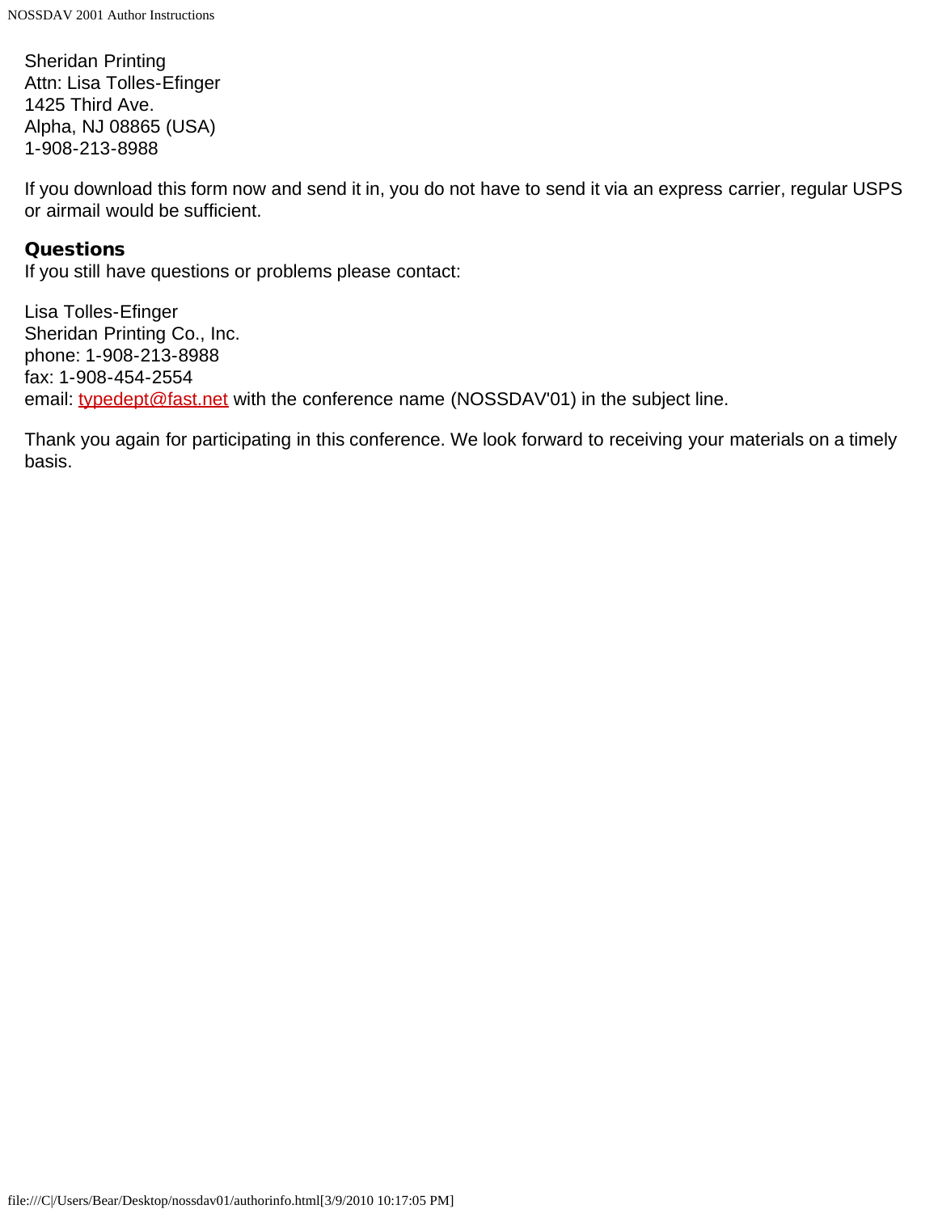Sheridan Printing
Attn: Lisa Tolles-Efinger
1425 Third Ave.
Alpha, NJ 08865 (USA)
1-908-213-8988

If you download this form now and send it in, you do not have to send it via an express carrier, regular USPS or airmail would be sufficient.

### Questions

If you still have questions or problems please contact:

Lisa Tolles-Efinger
Sheridan Printing Co., Inc.
phone: 1-908-213-8988
fax: 1-908-454-2554
email: typedept@fast.net with the conference name (NOSSDAV'01) in the subject line.

Thank you again for participating in this conference. We look forward to receiving your materials on a timely basis.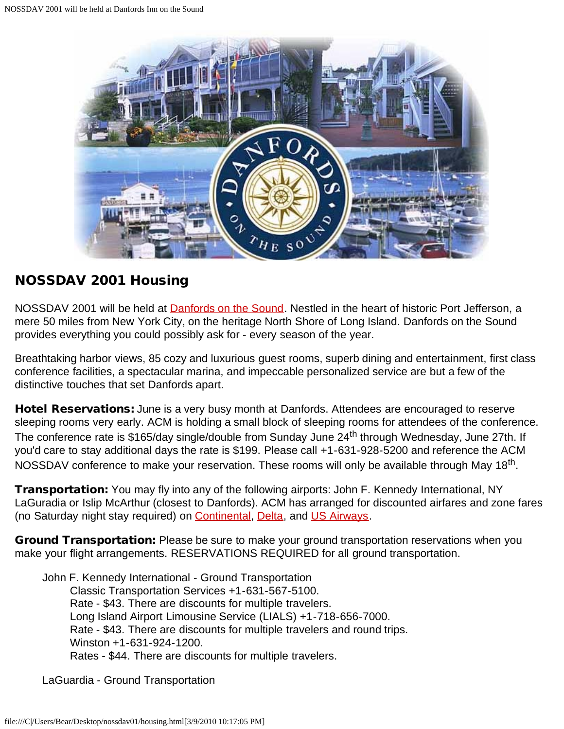## NOSSDAV 2001 Housing

NOSSDAV 2001 will be held at Danfords on the Sound. Nestled in the heart of historic Port Jefferson, a mere 50 miles from New York City, on the heritage North Shore of Long Island. Danfords on the Sound provides everything you could possibly ask for - every season of the year.

Breathtaking harbor views, 85 cozy and luxurious guest rooms, superb dining and entertainment, first class conference facilities, a spectacular marina, and impeccable personalized service are but a few of the distinctive touches that set Danfords apart.

**Hotel Reservations:** June is a very busy month at Danfords. Attendees are encouraged to reserve sleeping rooms very early. ACM is holding a small block of sleeping rooms for attendees of the conference. The conference rate is $165/day single/double from Sunday June 24th through Wednesday, June 27th. If you'd care to stay additional days the rate is $199. Please call +1-631-928-5200 and reference the ACM NOSSDAV conference to make your reservation. These rooms will only be available through May 18th.

**Transportation:** You may fly into any of the following airports: John F. Kennedy International, NY LaGuradia or Islip McArthur (closest to Danfords). ACM has arranged for discounted airfares and zone fares (no Saturday night stay required) on Continental, Delta, and US Airways.

**Ground Transportation:** Please be sure to make your ground transportation reservations when you make your flight arrangements. RESERVATIONS REQUIRED for all ground transportation.

John F. Kennedy International - Ground Transportation
  Classic Transportation Services +1-631-567-5100.
  Rate - $43. There are discounts for multiple travelers.
  Long Island Airport Limousine Service (LIALS) +1-718-656-7000.
  Rate - $43. There are discounts for multiple travelers and round trips.
  Winston +1-631-924-1200.
  Rates - $44. There are discounts for multiple travelers.

LaGuardia - Ground Transportation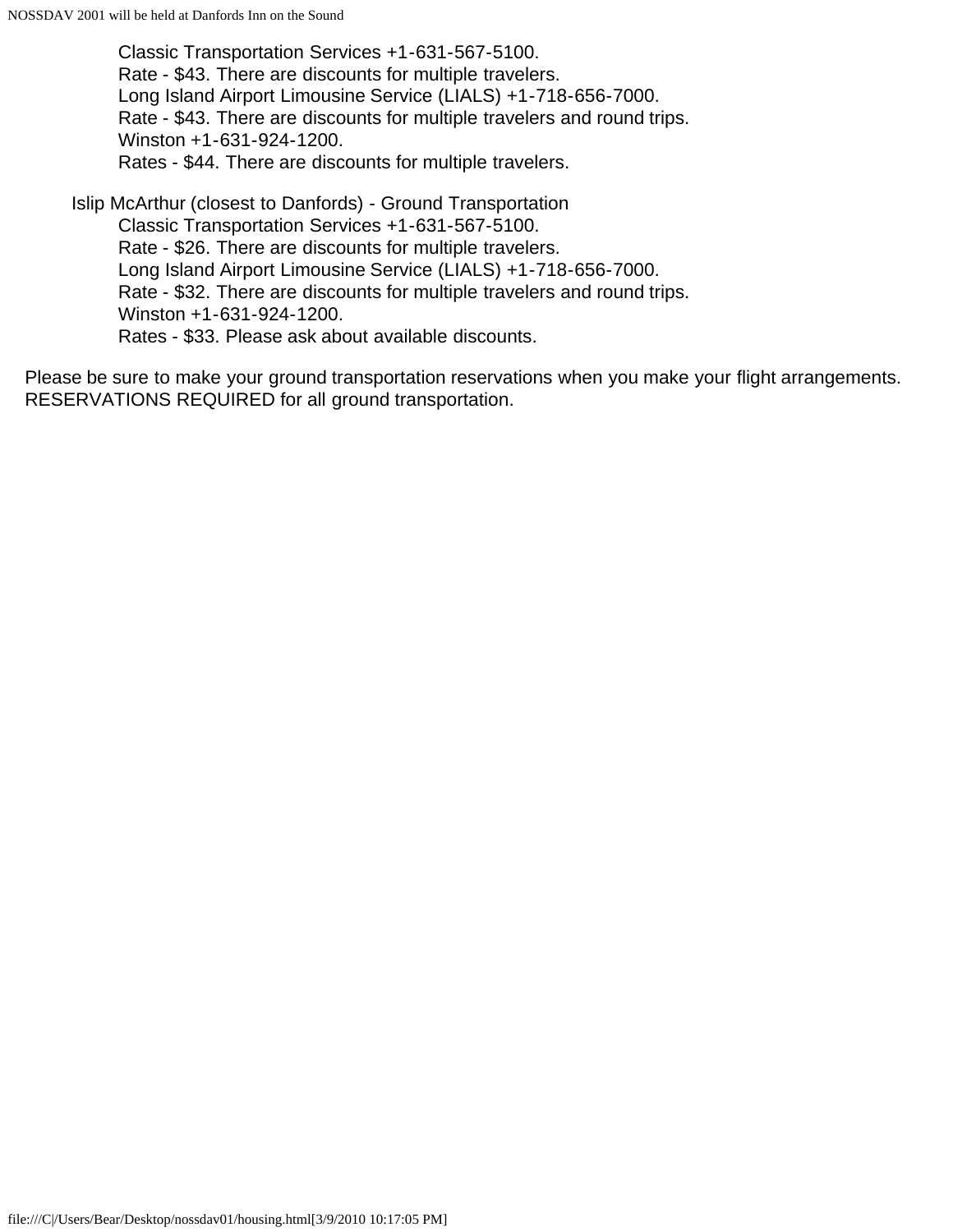Classic Transportation Services +1-631-567-5100.
Rate - $43. There are discounts for multiple travelers.
Long Island Airport Limousine Service (LIALS) +1-718-656-7000.
Rate - $43. There are discounts for multiple travelers and round trips.
Winston +1-631-924-1200.
Rates - $44. There are discounts for multiple travelers.

Islip McArthur (closest to Danfords) - Ground Transportation
Classic Transportation Services +1-631-567-5100.
Rate - $26. There are discounts for multiple travelers.
Long Island Airport Limousine Service (LIALS) +1-718-656-7000.
Rate - $32. There are discounts for multiple travelers and round trips.
Winston +1-631-924-1200.
Rates - $33. Please ask about available discounts.

Please be sure to make your ground transportation reservations when you make your flight arrangements. RESERVATIONS REQUIRED for all ground transportation.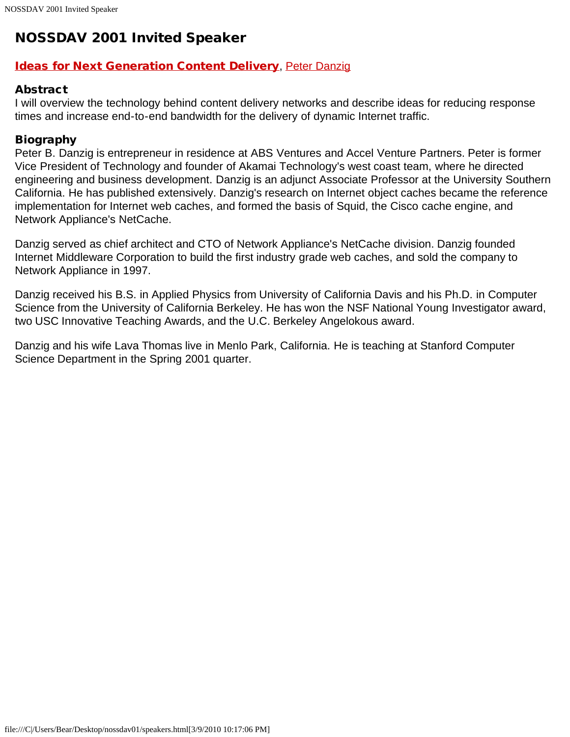# NOSSDAV 2001 Invited Speaker

**Ideas for Next Generation Content Delivery**, Peter Danzig

### Abstract

I will overview the technology behind content delivery networks and describe ideas for reducing response times and increase end-to-end bandwidth for the delivery of dynamic Internet traffic.

### Biography

Peter B. Danzig is entrepreneur in residence at ABS Ventures and Accel Venture Partners. Peter is former Vice President of Technology and founder of Akamai Technology's west coast team, where he directed engineering and business development. Danzig is an adjunct Associate Professor at the University Southern California. He has published extensively. Danzig's research on Internet object caches became the reference implementation for Internet web caches, and formed the basis of Squid, the Cisco cache engine, and Network Appliance's NetCache.

Danzig served as chief architect and CTO of Network Appliance's NetCache division. Danzig founded Internet Middleware Corporation to build the first industry grade web caches, and sold the company to Network Appliance in 1997.

Danzig received his B.S. in Applied Physics from University of California Davis and his Ph.D. in Computer Science from the University of California Berkeley. He has won the NSF National Young Investigator award, two USC Innovative Teaching Awards, and the U.C. Berkeley Angelokous award.

Danzig and his wife Lava Thomas live in Menlo Park, California. He is teaching at Stanford Computer Science Department in the Spring 2001 quarter.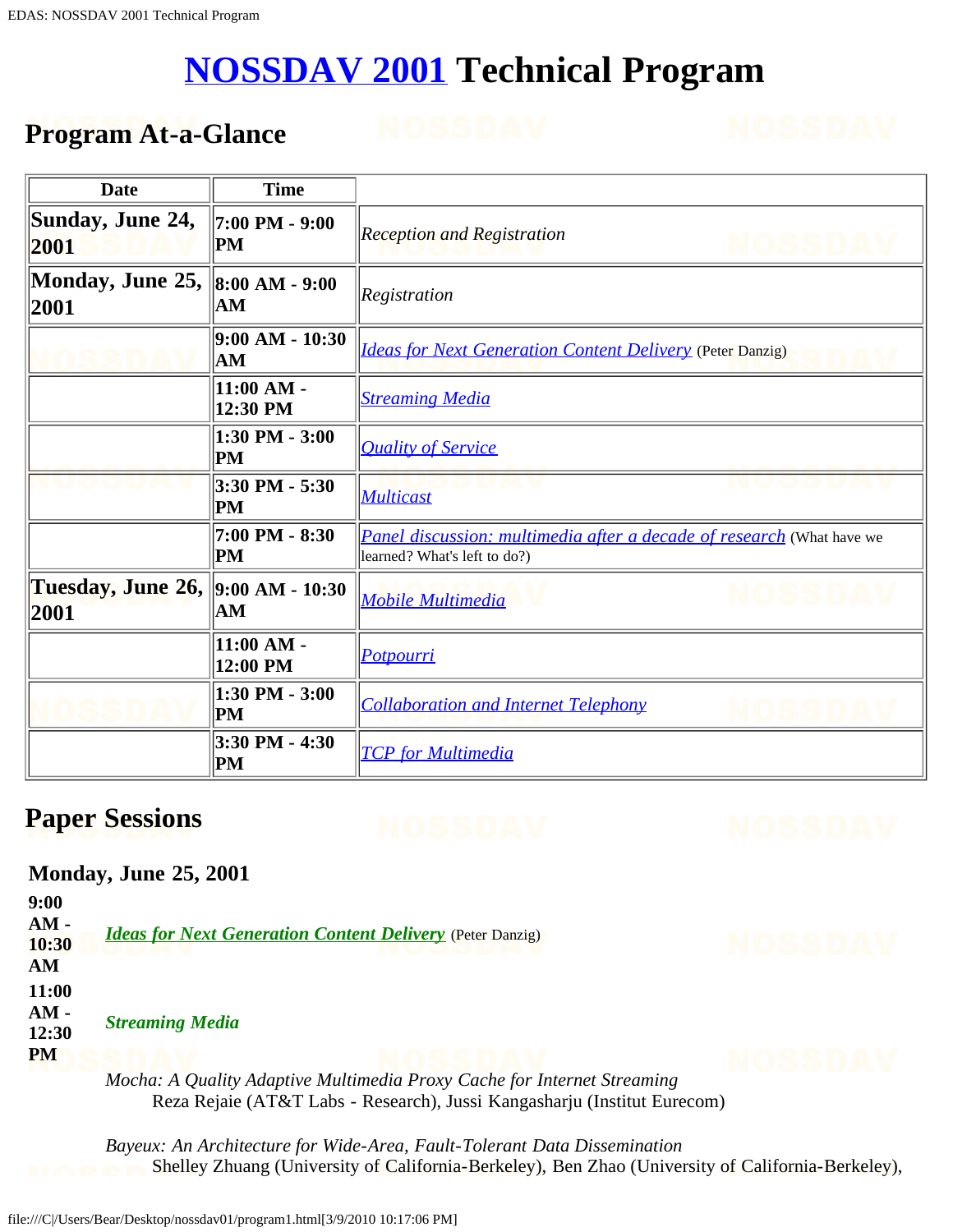# NOSSDAV 2001 Technical Program

## Program At-a-Glance

| Date | Time | |
|---|---|---|
| Sunday, June 24, 2001 | 7:00 PM - 9:00 PM | *Reception and Registration* |
| Monday, June 25, 2001 | 8:00 AM - 9:00 AM | *Registration* |
| | 9:00 AM - 10:30 AM | *Ideas for Next Generation Content Delivery* (Peter Danzig) |
| | 11:00 AM - 12:30 PM | *Streaming Media* |
| | 1:30 PM - 3:00 PM | *Quality of Service* |
| | 3:30 PM - 5:30 PM | *Multicast* |
| | 7:00 PM - 8:30 PM | *Panel discussion: multimedia after a decade of research* (What have we learned? What's left to do?) |
| Tuesday, June 26, 2001 | 9:00 AM - 10:30 AM | *Mobile Multimedia* |
| | 11:00 AM - 12:00 PM | *Potpourri* |
| | 1:30 PM - 3:00 PM | *Collaboration and Internet Telephony* |
| | 3:30 PM - 4:30 PM | *TCP for Multimedia* |

## Paper Sessions

### Monday, June 25, 2001

**9:00 AM - 10:30 AM** ***Ideas for Next Generation Content Delivery*** (Peter Danzig)

**11:00 AM - 12:30 PM** ***Streaming Media***

*Mocha: A Quality Adaptive Multimedia Proxy Cache for Internet Streaming*
Reza Rejaie (AT&T Labs - Research), Jussi Kangasharju (Institut Eurecom)

*Bayeux: An Architecture for Wide-Area, Fault-Tolerant Data Dissemination*
Shelley Zhuang (University of California-Berkeley), Ben Zhao (University of California-Berkeley),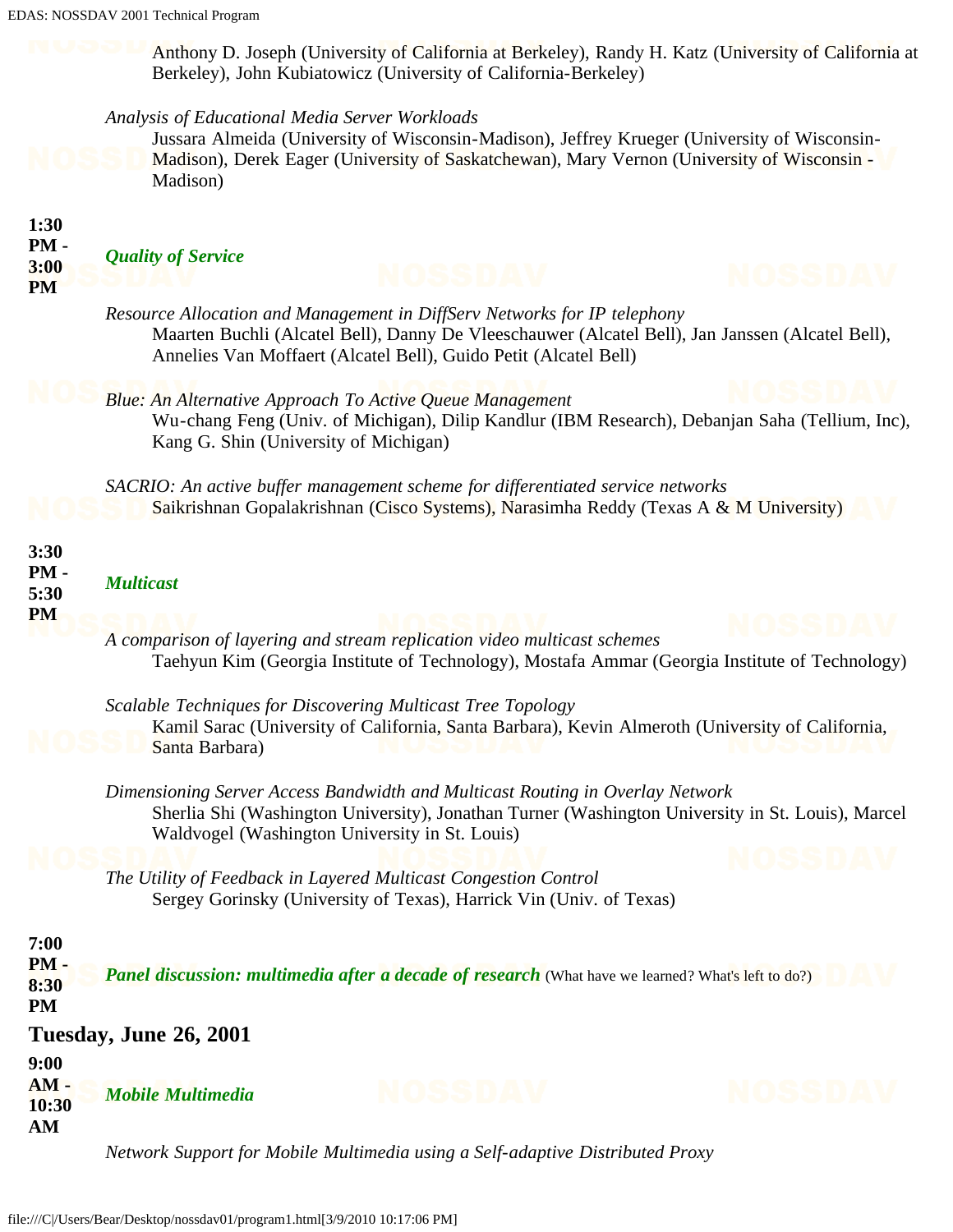Anthony D. Joseph (University of California at Berkeley), Randy H. Katz (University of California at Berkeley), John Kubiatowicz (University of California-Berkeley)

*Analysis of Educational Media Server Workloads*
Jussara Almeida (University of Wisconsin-Madison), Jeffrey Krueger (University of Wisconsin-Madison), Derek Eager (University of Saskatchewan), Mary Vernon (University of Wisconsin - Madison)

**1:30 PM - 3:00 PM** ***Quality of Service***

*Resource Allocation and Management in DiffServ Networks for IP telephony*
Maarten Buchli (Alcatel Bell), Danny De Vleeschauwer (Alcatel Bell), Jan Janssen (Alcatel Bell), Annelies Van Moffaert (Alcatel Bell), Guido Petit (Alcatel Bell)

*Blue: An Alternative Approach To Active Queue Management*
Wu-chang Feng (Univ. of Michigan), Dilip Kandlur (IBM Research), Debanjan Saha (Tellium, Inc), Kang G. Shin (University of Michigan)

*SACRIO: An active buffer management scheme for differentiated service networks*
Saikrishnan Gopalakrishnan (Cisco Systems), Narasimha Reddy (Texas A & M University)

**3:30 PM - 5:30 PM** ***Multicast***

*A comparison of layering and stream replication video multicast schemes*
Taehyun Kim (Georgia Institute of Technology), Mostafa Ammar (Georgia Institute of Technology)

*Scalable Techniques for Discovering Multicast Tree Topology*
Kamil Sarac (University of California, Santa Barbara), Kevin Almeroth (University of California, Santa Barbara)

*Dimensioning Server Access Bandwidth and Multicast Routing in Overlay Network*
Sherlia Shi (Washington University), Jonathan Turner (Washington University in St. Louis), Marcel Waldvogel (Washington University in St. Louis)

*The Utility of Feedback in Layered Multicast Congestion Control*
Sergey Gorinsky (University of Texas), Harrick Vin (Univ. of Texas)

**7:00 PM - 8:30 PM** ***Panel discussion: multimedia after a decade of research*** (What have we learned? What's left to do?)

## Tuesday, June 26, 2001

**9:00 AM - 10:30 AM** ***Mobile Multimedia***

*Network Support for Mobile Multimedia using a Self-adaptive Distributed Proxy*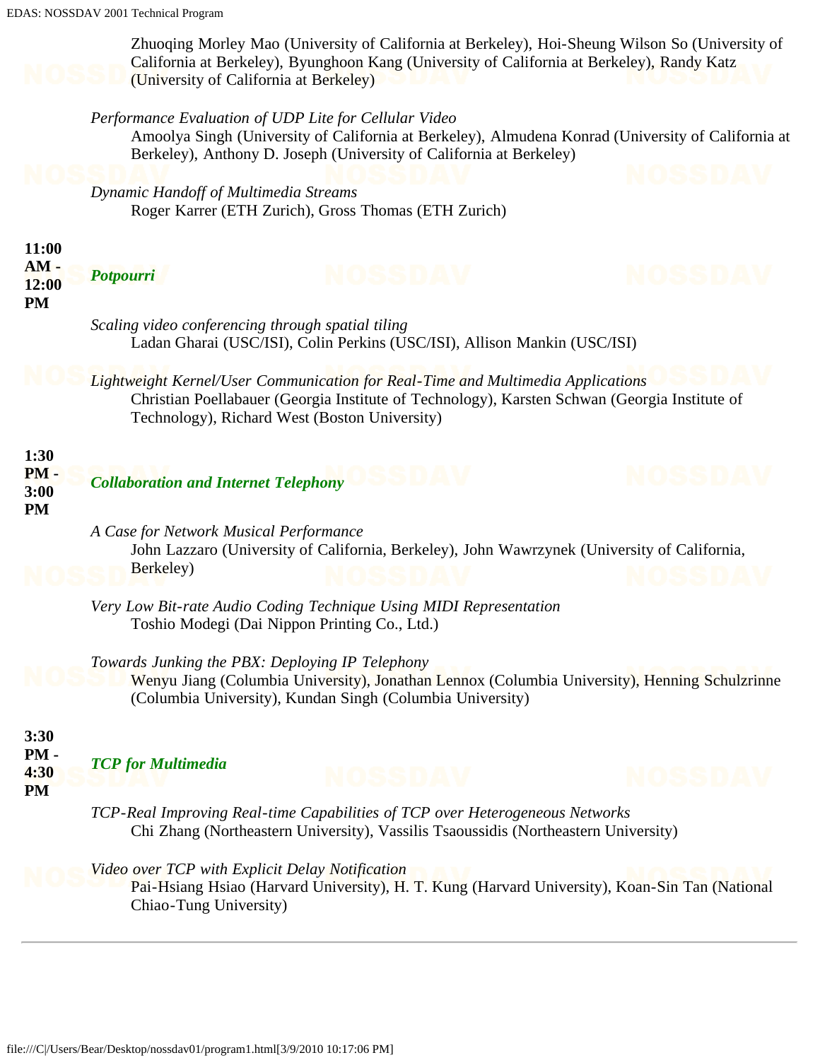Zhuoqing Morley Mao (University of California at Berkeley), Hoi-Sheung Wilson So (University of California at Berkeley), Byunghoon Kang (University of California at Berkeley), Randy Katz (University of California at Berkeley)

*Performance Evaluation of UDP Lite for Cellular Video*
Amoolya Singh (University of California at Berkeley), Almudena Konrad (University of California at Berkeley), Anthony D. Joseph (University of California at Berkeley)

*Dynamic Handoff of Multimedia Streams*
Roger Karrer (ETH Zurich), Gross Thomas (ETH Zurich)

**11:00 AM - 12:00 PM** ***Potpourri***

*Scaling video conferencing through spatial tiling*
Ladan Gharai (USC/ISI), Colin Perkins (USC/ISI), Allison Mankin (USC/ISI)

*Lightweight Kernel/User Communication for Real-Time and Multimedia Applications*
Christian Poellabauer (Georgia Institute of Technology), Karsten Schwan (Georgia Institute of Technology), Richard West (Boston University)

**1:30 PM - 3:00 PM** ***Collaboration and Internet Telephony***

*A Case for Network Musical Performance*
John Lazzaro (University of California, Berkeley), John Wawrzynek (University of California, Berkeley)

*Very Low Bit-rate Audio Coding Technique Using MIDI Representation*
Toshio Modegi (Dai Nippon Printing Co., Ltd.)

*Towards Junking the PBX: Deploying IP Telephony*
Wenyu Jiang (Columbia University), Jonathan Lennox (Columbia University), Henning Schulzrinne (Columbia University), Kundan Singh (Columbia University)

**3:30 PM - 4:30 PM** ***TCP for Multimedia***

*TCP-Real Improving Real-time Capabilities of TCP over Heterogeneous Networks*
Chi Zhang (Northeastern University), Vassilis Tsaoussidis (Northeastern University)

*Video over TCP with Explicit Delay Notification*
Pai-Hsiang Hsiao (Harvard University), H. T. Kung (Harvard University), Koan-Sin Tan (National Chiao-Tung University)

---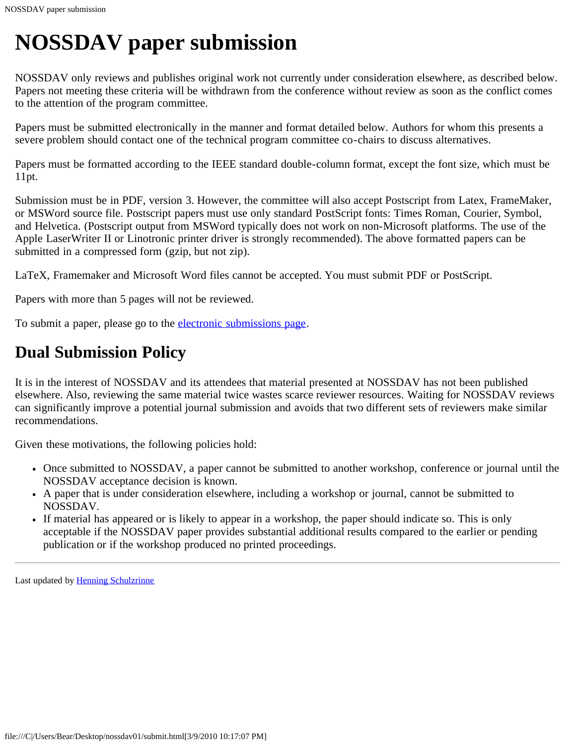# NOSSDAV paper submission

NOSSDAV only reviews and publishes original work not currently under consideration elsewhere, as described below. Papers not meeting these criteria will be withdrawn from the conference without review as soon as the conflict comes to the attention of the program committee.

Papers must be submitted electronically in the manner and format detailed below. Authors for whom this presents a severe problem should contact one of the technical program committee co-chairs to discuss alternatives.

Papers must be formatted according to the IEEE standard double-column format, except the font size, which must be 11pt.

Submission must be in PDF, version 3. However, the committee will also accept Postscript from Latex, FrameMaker, or MSWord source file. Postscript papers must use only standard PostScript fonts: Times Roman, Courier, Symbol, and Helvetica. (Postscript output from MSWord typically does not work on non-Microsoft platforms. The use of the Apple LaserWriter II or Linotronic printer driver is strongly recommended). The above formatted papers can be submitted in a compressed form (gzip, but not zip).

LaTeX, Framemaker and Microsoft Word files cannot be accepted. You must submit PDF or PostScript.

Papers with more than 5 pages will not be reviewed.

To submit a paper, please go to the electronic submissions page.

## Dual Submission Policy

It is in the interest of NOSSDAV and its attendees that material presented at NOSSDAV has not been published elsewhere. Also, reviewing the same material twice wastes scarce reviewer resources. Waiting for NOSSDAV reviews can significantly improve a potential journal submission and avoids that two different sets of reviewers make similar recommendations.

Given these motivations, the following policies hold:

- Once submitted to NOSSDAV, a paper cannot be submitted to another workshop, conference or journal until the NOSSDAV acceptance decision is known.
- A paper that is under consideration elsewhere, including a workshop or journal, cannot be submitted to NOSSDAV.
- If material has appeared or is likely to appear in a workshop, the paper should indicate so. This is only acceptable if the NOSSDAV paper provides substantial additional results compared to the earlier or pending publication or if the workshop produced no printed proceedings.

---

Last updated by Henning Schulzrinne